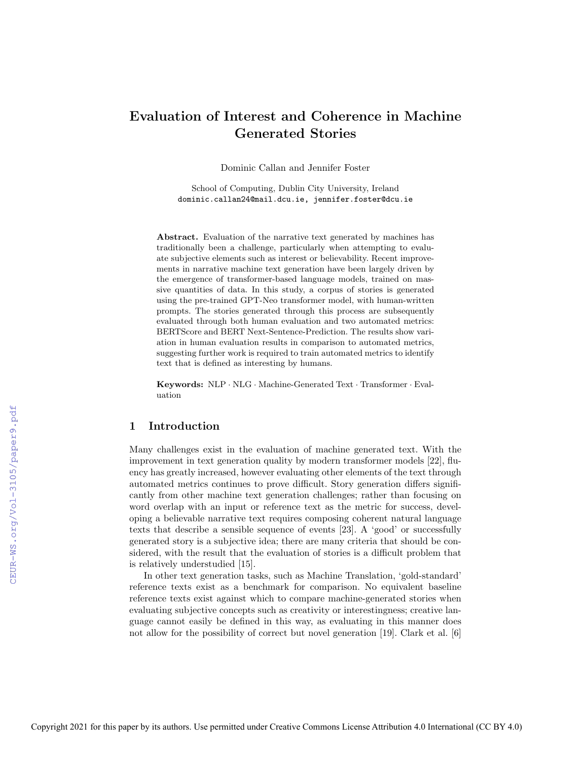# Evaluation of Interest and Coherence in Machine Generated Stories

Dominic Callan and Jennifer Foster

School of Computing, Dublin City University, Ireland
dominic.callan24@mail.dcu.ie, jennifer.foster@dcu.ie

**Abstract.** Evaluation of the narrative text generated by machines has traditionally been a challenge, particularly when attempting to evaluate subjective elements such as interest or believability. Recent improvements in narrative machine text generation have been largely driven by the emergence of transformer-based language models, trained on massive quantities of data. In this study, a corpus of stories is generated using the pre-trained GPT-Neo transformer model, with human-written prompts. The stories generated through this process are subsequently evaluated through both human evaluation and two automated metrics: BERTScore and BERT Next-Sentence-Prediction. The results show variation in human evaluation results in comparison to automated metrics, suggesting further work is required to train automated metrics to identify text that is defined as interesting by humans.

**Keywords:** NLP · NLG · Machine-Generated Text · Transformer · Evaluation

## 1 Introduction

Many challenges exist in the evaluation of machine generated text. With the improvement in text generation quality by modern transformer models [22], fluency has greatly increased, however evaluating other elements of the text through automated metrics continues to prove difficult. Story generation differs significantly from other machine text generation challenges; rather than focusing on word overlap with an input or reference text as the metric for success, developing a believable narrative text requires composing coherent natural language texts that describe a sensible sequence of events [23]. A 'good' or successfully generated story is a subjective idea; there are many criteria that should be considered, with the result that the evaluation of stories is a difficult problem that is relatively understudied [15].

In other text generation tasks, such as Machine Translation, 'gold-standard' reference texts exist as a benchmark for comparison. No equivalent baseline reference texts exist against which to compare machine-generated stories when evaluating subjective concepts such as creativity or interestingness; creative language cannot easily be defined in this way, as evaluating in this manner does not allow for the possibility of correct but novel generation [19]. Clark et al. [6]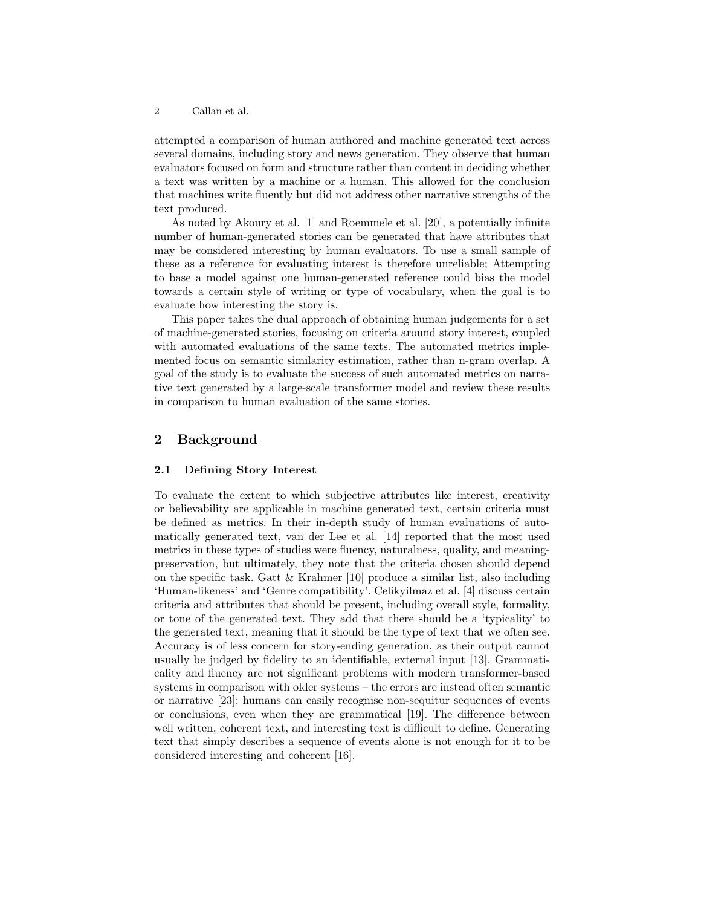attempted a comparison of human authored and machine generated text across several domains, including story and news generation. They observe that human evaluators focused on form and structure rather than content in deciding whether a text was written by a machine or a human. This allowed for the conclusion that machines write fluently but did not address other narrative strengths of the text produced.

As noted by Akoury et al. [1] and Roemmele et al. [20], a potentially infinite number of human-generated stories can be generated that have attributes that may be considered interesting by human evaluators. To use a small sample of these as a reference for evaluating interest is therefore unreliable; Attempting to base a model against one human-generated reference could bias the model towards a certain style of writing or type of vocabulary, when the goal is to evaluate how interesting the story is.

This paper takes the dual approach of obtaining human judgements for a set of machine-generated stories, focusing on criteria around story interest, coupled with automated evaluations of the same texts. The automated metrics implemented focus on semantic similarity estimation, rather than n-gram overlap. A goal of the study is to evaluate the success of such automated metrics on narrative text generated by a large-scale transformer model and review these results in comparison to human evaluation of the same stories.

## 2 Background

### 2.1 Defining Story Interest

To evaluate the extent to which subjective attributes like interest, creativity or believability are applicable in machine generated text, certain criteria must be defined as metrics. In their in-depth study of human evaluations of automatically generated text, van der Lee et al. [14] reported that the most used metrics in these types of studies were fluency, naturalness, quality, and meaning-preservation, but ultimately, they note that the criteria chosen should depend on the specific task. Gatt & Krahmer [10] produce a similar list, also including 'Human-likeness' and 'Genre compatibility'. Celikyilmaz et al. [4] discuss certain criteria and attributes that should be present, including overall style, formality, or tone of the generated text. They add that there should be a 'typicality' to the generated text, meaning that it should be the type of text that we often see. Accuracy is of less concern for story-ending generation, as their output cannot usually be judged by fidelity to an identifiable, external input [13]. Grammaticality and fluency are not significant problems with modern transformer-based systems in comparison with older systems – the errors are instead often semantic or narrative [23]; humans can easily recognise non-sequitur sequences of events or conclusions, even when they are grammatical [19]. The difference between well written, coherent text, and interesting text is difficult to define. Generating text that simply describes a sequence of events alone is not enough for it to be considered interesting and coherent [16].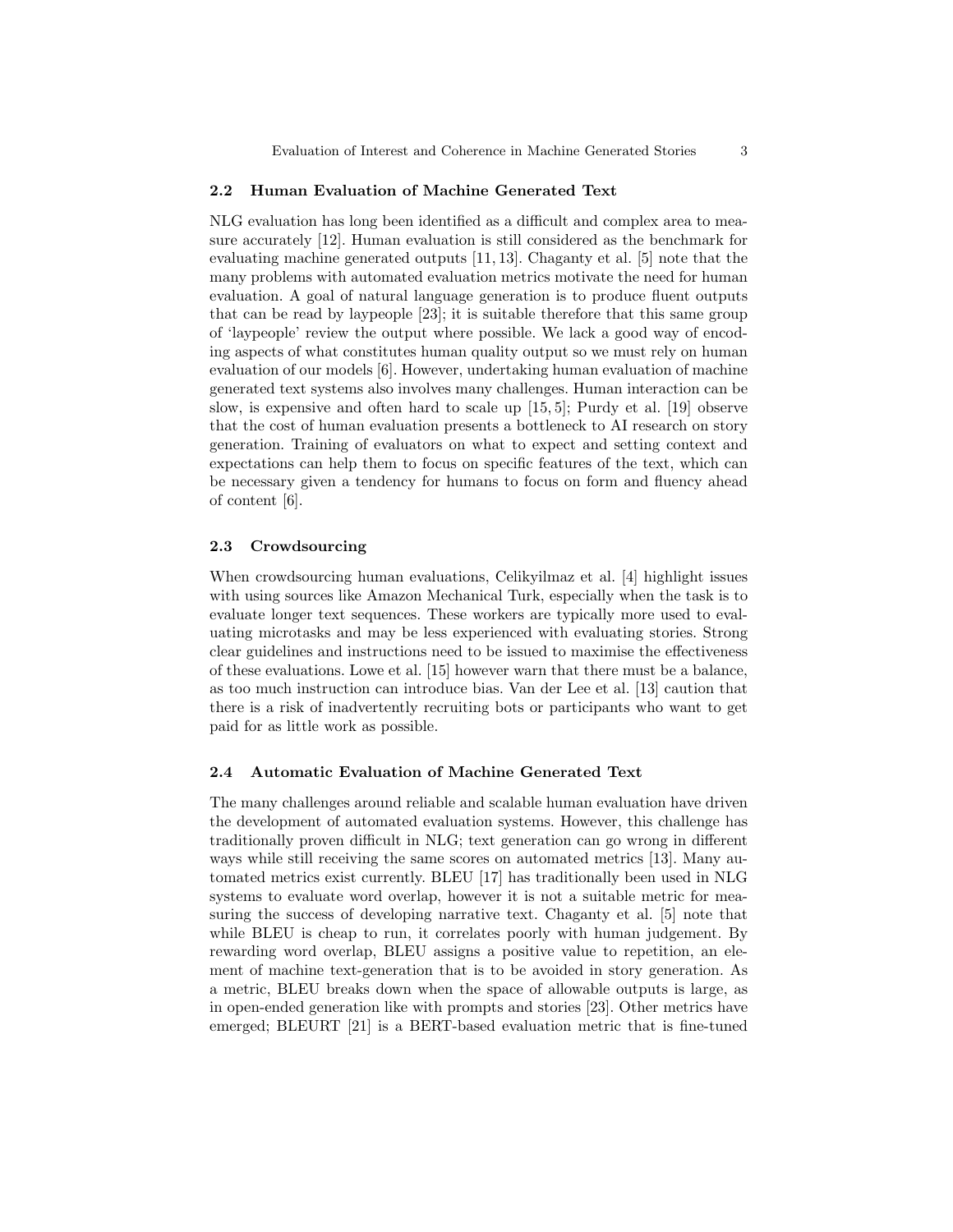### 2.2 Human Evaluation of Machine Generated Text

NLG evaluation has long been identified as a difficult and complex area to measure accurately [12]. Human evaluation is still considered as the benchmark for evaluating machine generated outputs [11, 13]. Chaganty et al. [5] note that the many problems with automated evaluation metrics motivate the need for human evaluation. A goal of natural language generation is to produce fluent outputs that can be read by laypeople [23]; it is suitable therefore that this same group of 'laypeople' review the output where possible. We lack a good way of encoding aspects of what constitutes human quality output so we must rely on human evaluation of our models [6]. However, undertaking human evaluation of machine generated text systems also involves many challenges. Human interaction can be slow, is expensive and often hard to scale up [15, 5]; Purdy et al. [19] observe that the cost of human evaluation presents a bottleneck to AI research on story generation. Training of evaluators on what to expect and setting context and expectations can help them to focus on specific features of the text, which can be necessary given a tendency for humans to focus on form and fluency ahead of content [6].

### 2.3 Crowdsourcing

When crowdsourcing human evaluations, Celikyilmaz et al. [4] highlight issues with using sources like Amazon Mechanical Turk, especially when the task is to evaluate longer text sequences. These workers are typically more used to evaluating microtasks and may be less experienced with evaluating stories. Strong clear guidelines and instructions need to be issued to maximise the effectiveness of these evaluations. Lowe et al. [15] however warn that there must be a balance, as too much instruction can introduce bias. Van der Lee et al. [13] caution that there is a risk of inadvertently recruiting bots or participants who want to get paid for as little work as possible.

### 2.4 Automatic Evaluation of Machine Generated Text

The many challenges around reliable and scalable human evaluation have driven the development of automated evaluation systems. However, this challenge has traditionally proven difficult in NLG; text generation can go wrong in different ways while still receiving the same scores on automated metrics [13]. Many automated metrics exist currently. BLEU [17] has traditionally been used in NLG systems to evaluate word overlap, however it is not a suitable metric for measuring the success of developing narrative text. Chaganty et al. [5] note that while BLEU is cheap to run, it correlates poorly with human judgement. By rewarding word overlap, BLEU assigns a positive value to repetition, an element of machine text-generation that is to be avoided in story generation. As a metric, BLEU breaks down when the space of allowable outputs is large, as in open-ended generation like with prompts and stories [23]. Other metrics have emerged; BLEURT [21] is a BERT-based evaluation metric that is fine-tuned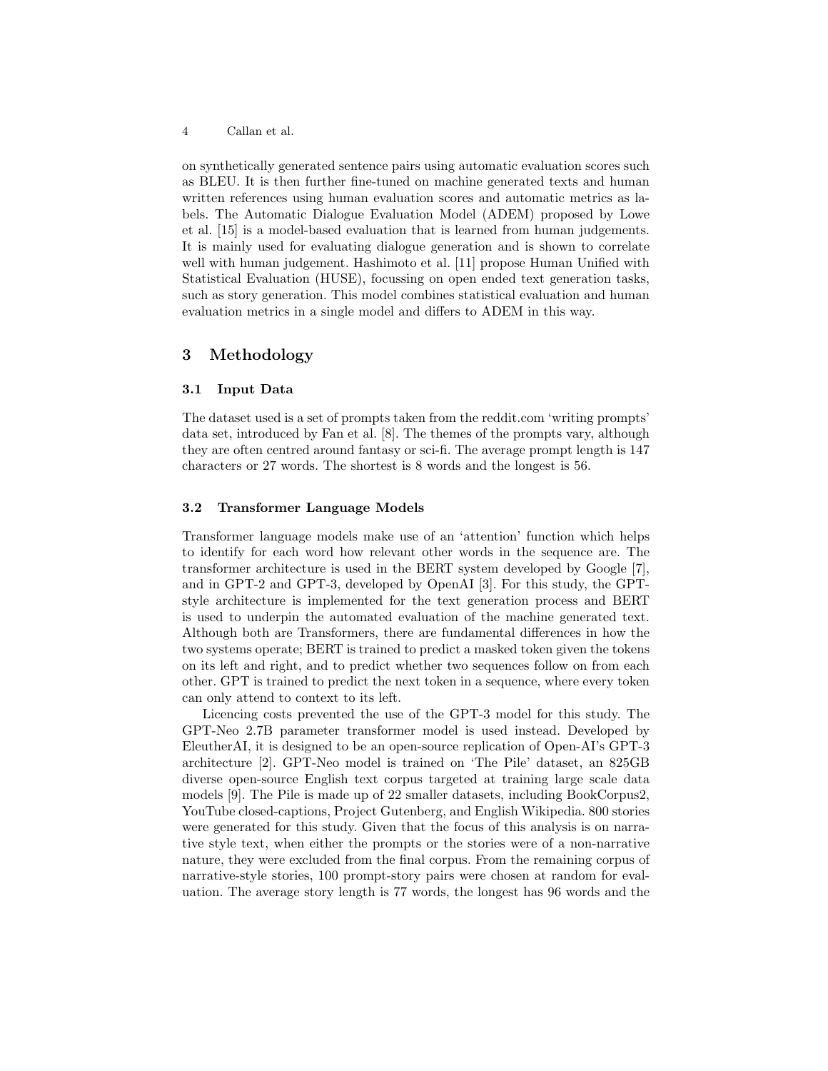on synthetically generated sentence pairs using automatic evaluation scores such as BLEU. It is then further fine-tuned on machine generated texts and human written references using human evaluation scores and automatic metrics as labels. The Automatic Dialogue Evaluation Model (ADEM) proposed by Lowe et al. [15] is a model-based evaluation that is learned from human judgements. It is mainly used for evaluating dialogue generation and is shown to correlate well with human judgement. Hashimoto et al. [11] propose Human Unified with Statistical Evaluation (HUSE), focussing on open ended text generation tasks, such as story generation. This model combines statistical evaluation and human evaluation metrics in a single model and differs to ADEM in this way.

## 3 Methodology

### 3.1 Input Data

The dataset used is a set of prompts taken from the reddit.com 'writing prompts' data set, introduced by Fan et al. [8]. The themes of the prompts vary, although they are often centred around fantasy or sci-fi. The average prompt length is 147 characters or 27 words. The shortest is 8 words and the longest is 56.

### 3.2 Transformer Language Models

Transformer language models make use of an 'attention' function which helps to identify for each word how relevant other words in the sequence are. The transformer architecture is used in the BERT system developed by Google [7], and in GPT-2 and GPT-3, developed by OpenAI [3]. For this study, the GPT-style architecture is implemented for the text generation process and BERT is used to underpin the automated evaluation of the machine generated text. Although both are Transformers, there are fundamental differences in how the two systems operate; BERT is trained to predict a masked token given the tokens on its left and right, and to predict whether two sequences follow on from each other. GPT is trained to predict the next token in a sequence, where every token can only attend to context to its left.

Licencing costs prevented the use of the GPT-3 model for this study. The GPT-Neo 2.7B parameter transformer model is used instead. Developed by EleutherAI, it is designed to be an open-source replication of Open-AI's GPT-3 architecture [2]. GPT-Neo model is trained on 'The Pile' dataset, an 825GB diverse open-source English text corpus targeted at training large scale data models [9]. The Pile is made up of 22 smaller datasets, including BookCorpus2, YouTube closed-captions, Project Gutenberg, and English Wikipedia. 800 stories were generated for this study. Given that the focus of this analysis is on narrative style text, when either the prompts or the stories were of a non-narrative nature, they were excluded from the final corpus. From the remaining corpus of narrative-style stories, 100 prompt-story pairs were chosen at random for evaluation. The average story length is 77 words, the longest has 96 words and the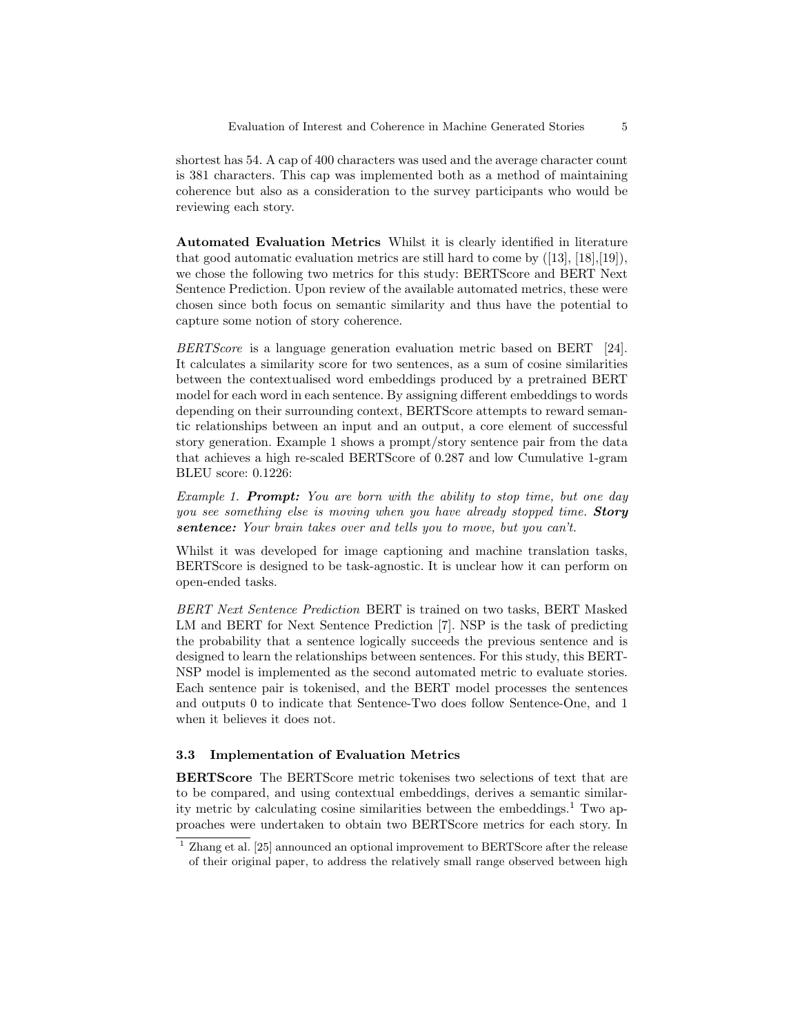shortest has 54. A cap of 400 characters was used and the average character count is 381 characters. This cap was implemented both as a method of maintaining coherence but also as a consideration to the survey participants who would be reviewing each story.

**Automated Evaluation Metrics** Whilst it is clearly identified in literature that good automatic evaluation metrics are still hard to come by ([13], [18],[19]), we chose the following two metrics for this study: BERTScore and BERT Next Sentence Prediction. Upon review of the available automated metrics, these were chosen since both focus on semantic similarity and thus have the potential to capture some notion of story coherence.

*BERTScore* is a language generation evaluation metric based on BERT [24]. It calculates a similarity score for two sentences, as a sum of cosine similarities between the contextualised word embeddings produced by a pretrained BERT model for each word in each sentence. By assigning different embeddings to words depending on their surrounding context, BERTScore attempts to reward semantic relationships between an input and an output, a core element of successful story generation. Example 1 shows a prompt/story sentence pair from the data that achieves a high re-scaled BERTScore of 0.287 and low Cumulative 1-gram BLEU score: 0.1226:

*Example 1.* ***Prompt:*** *You are born with the ability to stop time, but one day you see something else is moving when you have already stopped time.* ***Story sentence:*** *Your brain takes over and tells you to move, but you can't.*

Whilst it was developed for image captioning and machine translation tasks, BERTScore is designed to be task-agnostic. It is unclear how it can perform on open-ended tasks.

*BERT Next Sentence Prediction* BERT is trained on two tasks, BERT Masked LM and BERT for Next Sentence Prediction [7]. NSP is the task of predicting the probability that a sentence logically succeeds the previous sentence and is designed to learn the relationships between sentences. For this study, this BERT-NSP model is implemented as the second automated metric to evaluate stories. Each sentence pair is tokenised, and the BERT model processes the sentences and outputs 0 to indicate that Sentence-Two does follow Sentence-One, and 1 when it believes it does not.

### 3.3 Implementation of Evaluation Metrics

**BERTScore** The BERTScore metric tokenises two selections of text that are to be compared, and using contextual embeddings, derives a semantic similarity metric by calculating cosine similarities between the embeddings.[1] Two approaches were undertaken to obtain two BERTScore metrics for each story. In

[1] Zhang et al. [25] announced an optional improvement to BERTScore after the release of their original paper, to address the relatively small range observed between high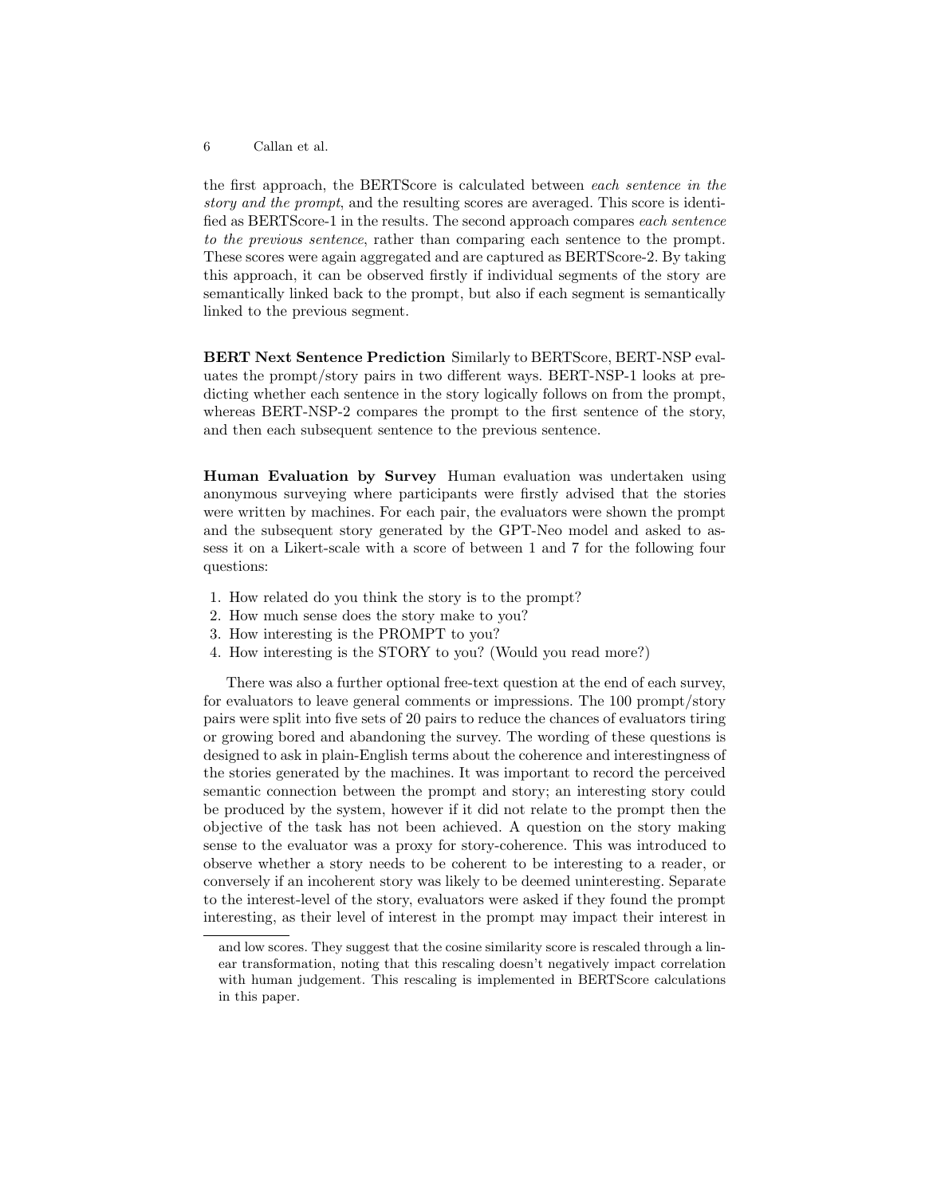the first approach, the BERTScore is calculated between *each sentence in the story and the prompt*, and the resulting scores are averaged. This score is identified as BERTScore-1 in the results. The second approach compares *each sentence to the previous sentence*, rather than comparing each sentence to the prompt. These scores were again aggregated and are captured as BERTScore-2. By taking this approach, it can be observed firstly if individual segments of the story are semantically linked back to the prompt, but also if each segment is semantically linked to the previous segment.

**BERT Next Sentence Prediction** Similarly to BERTScore, BERT-NSP evaluates the prompt/story pairs in two different ways. BERT-NSP-1 looks at predicting whether each sentence in the story logically follows on from the prompt, whereas BERT-NSP-2 compares the prompt to the first sentence of the story, and then each subsequent sentence to the previous sentence.

**Human Evaluation by Survey** Human evaluation was undertaken using anonymous surveying where participants were firstly advised that the stories were written by machines. For each pair, the evaluators were shown the prompt and the subsequent story generated by the GPT-Neo model and asked to assess it on a Likert-scale with a score of between 1 and 7 for the following four questions:

1. How related do you think the story is to the prompt?
2. How much sense does the story make to you?
3. How interesting is the PROMPT to you?
4. How interesting is the STORY to you? (Would you read more?)

There was also a further optional free-text question at the end of each survey, for evaluators to leave general comments or impressions. The 100 prompt/story pairs were split into five sets of 20 pairs to reduce the chances of evaluators tiring or growing bored and abandoning the survey. The wording of these questions is designed to ask in plain-English terms about the coherence and interestingness of the stories generated by the machines. It was important to record the perceived semantic connection between the prompt and story; an interesting story could be produced by the system, however if it did not relate to the prompt then the objective of the task has not been achieved. A question on the story making sense to the evaluator was a proxy for story-coherence. This was introduced to observe whether a story needs to be coherent to be interesting to a reader, or conversely if an incoherent story was likely to be deemed uninteresting. Separate to the interest-level of the story, evaluators were asked if they found the prompt interesting, as their level of interest in the prompt may impact their interest in

and low scores. They suggest that the cosine similarity score is rescaled through a linear transformation, noting that this rescaling doesn't negatively impact correlation with human judgement. This rescaling is implemented in BERTScore calculations in this paper.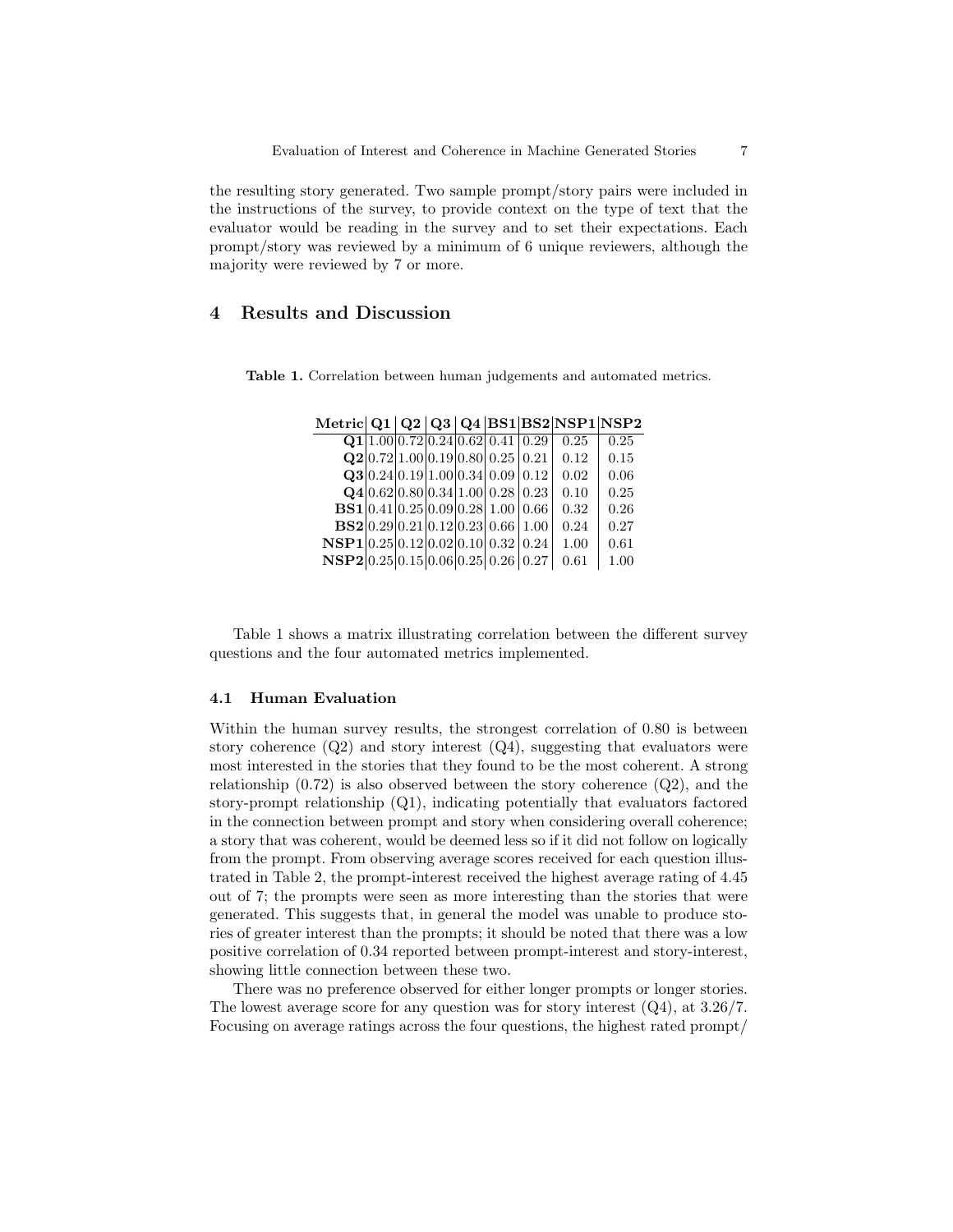the resulting story generated. Two sample prompt/story pairs were included in the instructions of the survey, to provide context on the type of text that the evaluator would be reading in the survey and to set their expectations. Each prompt/story was reviewed by a minimum of 6 unique reviewers, although the majority were reviewed by 7 or more.

## 4 Results and Discussion

**Table 1.** Correlation between human judgements and automated metrics.

| Metric | Q1 | Q2 | Q3 | Q4 | BS1 | BS2 | NSP1 | NSP2 |
|---|---|---|---|---|---|---|---|---|
| **Q1** | 1.00 | 0.72 | 0.24 | 0.62 | 0.41 | 0.29 | 0.25 | 0.25 |
| **Q2** | 0.72 | 1.00 | 0.19 | 0.80 | 0.25 | 0.21 | 0.12 | 0.15 |
| **Q3** | 0.24 | 0.19 | 1.00 | 0.34 | 0.09 | 0.12 | 0.02 | 0.06 |
| **Q4** | 0.62 | 0.80 | 0.34 | 1.00 | 0.28 | 0.23 | 0.10 | 0.25 |
| **BS1** | 0.41 | 0.25 | 0.09 | 0.28 | 1.00 | 0.66 | 0.32 | 0.26 |
| **BS2** | 0.29 | 0.21 | 0.12 | 0.23 | 0.66 | 1.00 | 0.24 | 0.27 |
| **NSP1** | 0.25 | 0.12 | 0.02 | 0.10 | 0.32 | 0.24 | 1.00 | 0.61 |
| **NSP2** | 0.25 | 0.15 | 0.06 | 0.25 | 0.26 | 0.27 | 0.61 | 1.00 |

Table 1 shows a matrix illustrating correlation between the different survey questions and the four automated metrics implemented.

### 4.1 Human Evaluation

Within the human survey results, the strongest correlation of 0.80 is between story coherence (Q2) and story interest (Q4), suggesting that evaluators were most interested in the stories that they found to be the most coherent. A strong relationship (0.72) is also observed between the story coherence (Q2), and the story-prompt relationship (Q1), indicating potentially that evaluators factored in the connection between prompt and story when considering overall coherence; a story that was coherent, would be deemed less so if it did not follow on logically from the prompt. From observing average scores received for each question illustrated in Table 2, the prompt-interest received the highest average rating of 4.45 out of 7; the prompts were seen as more interesting than the stories that were generated. This suggests that, in general the model was unable to produce stories of greater interest than the prompts; it should be noted that there was a low positive correlation of 0.34 reported between prompt-interest and story-interest, showing little connection between these two.

There was no preference observed for either longer prompts or longer stories. The lowest average score for any question was for story interest (Q4), at 3.26/7. Focusing on average ratings across the four questions, the highest rated prompt/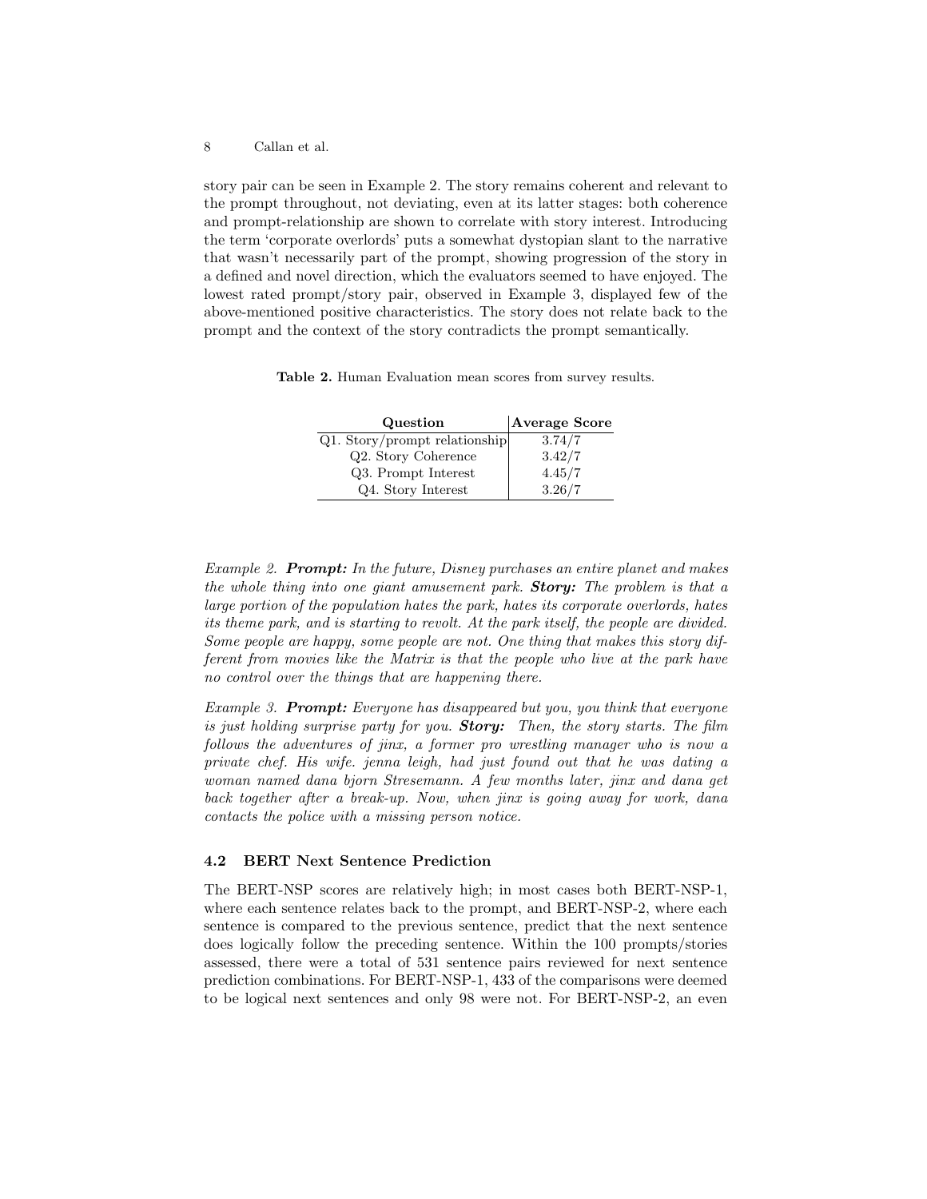story pair can be seen in Example 2. The story remains coherent and relevant to the prompt throughout, not deviating, even at its latter stages: both coherence and prompt-relationship are shown to correlate with story interest. Introducing the term 'corporate overlords' puts a somewhat dystopian slant to the narrative that wasn't necessarily part of the prompt, showing progression of the story in a defined and novel direction, which the evaluators seemed to have enjoyed. The lowest rated prompt/story pair, observed in Example 3, displayed few of the above-mentioned positive characteristics. The story does not relate back to the prompt and the context of the story contradicts the prompt semantically.

**Table 2.** Human Evaluation mean scores from survey results.

| Question | Average Score |
|---|---|
| Q1. Story/prompt relationship | 3.74/7 |
| Q2. Story Coherence | 3.42/7 |
| Q3. Prompt Interest | 4.45/7 |
| Q4. Story Interest | 3.26/7 |

*Example 2.* ***Prompt:*** *In the future, Disney purchases an entire planet and makes the whole thing into one giant amusement park.* ***Story:*** *The problem is that a large portion of the population hates the park, hates its corporate overlords, hates its theme park, and is starting to revolt. At the park itself, the people are divided. Some people are happy, some people are not. One thing that makes this story different from movies like the Matrix is that the people who live at the park have no control over the things that are happening there.*

*Example 3.* ***Prompt:*** *Everyone has disappeared but you, you think that everyone is just holding surprise party for you.* ***Story:*** *Then, the story starts. The film follows the adventures of jinx, a former pro wrestling manager who is now a private chef. His wife. jenna leigh, had just found out that he was dating a woman named dana bjorn Stresemann. A few months later, jinx and dana get back together after a break-up. Now, when jinx is going away for work, dana contacts the police with a missing person notice.*

### 4.2 BERT Next Sentence Prediction

The BERT-NSP scores are relatively high; in most cases both BERT-NSP-1, where each sentence relates back to the prompt, and BERT-NSP-2, where each sentence is compared to the previous sentence, predict that the next sentence does logically follow the preceding sentence. Within the 100 prompts/stories assessed, there were a total of 531 sentence pairs reviewed for next sentence prediction combinations. For BERT-NSP-1, 433 of the comparisons were deemed to be logical next sentences and only 98 were not. For BERT-NSP-2, an even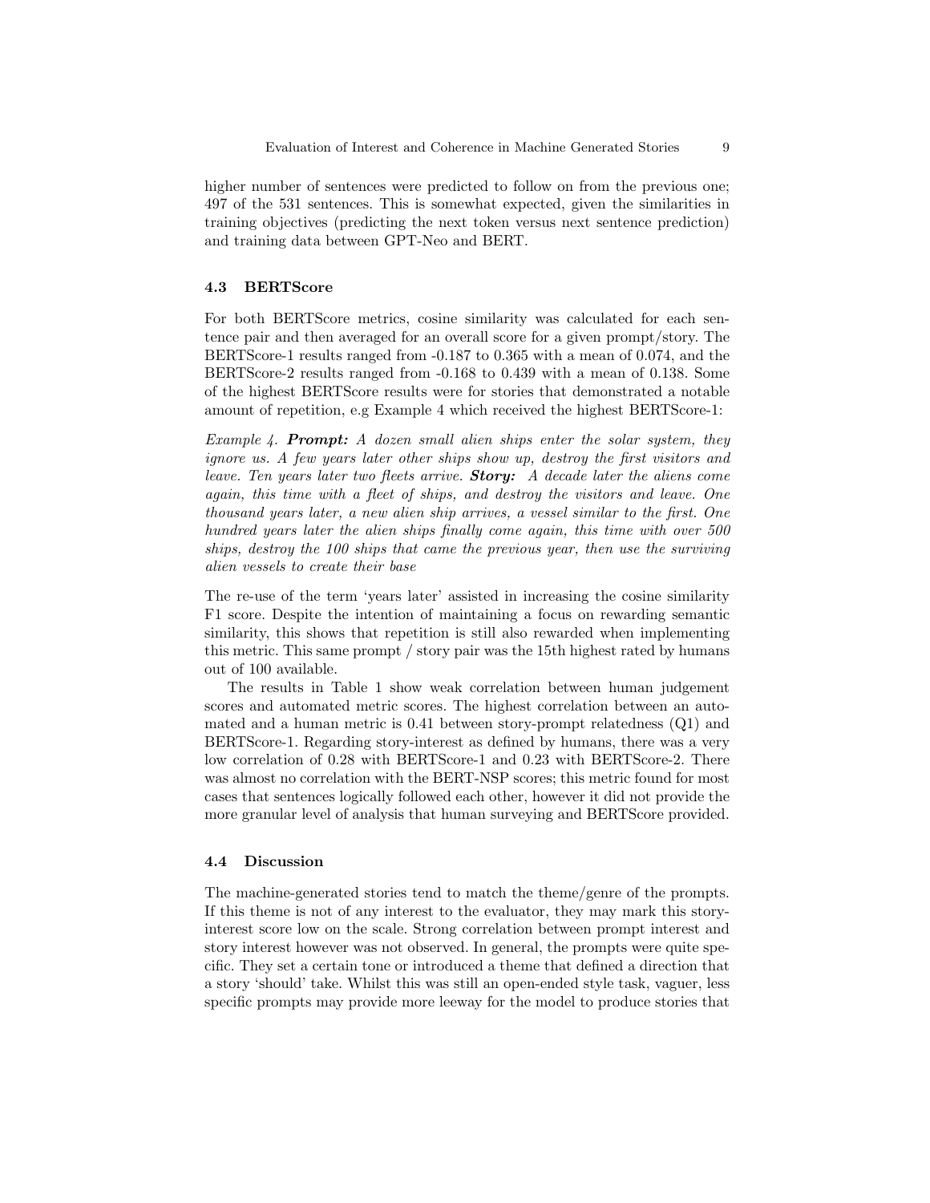higher number of sentences were predicted to follow on from the previous one; 497 of the 531 sentences. This is somewhat expected, given the similarities in training objectives (predicting the next token versus next sentence prediction) and training data between GPT-Neo and BERT.

### 4.3 BERTScore

For both BERTScore metrics, cosine similarity was calculated for each sentence pair and then averaged for an overall score for a given prompt/story. The BERTScore-1 results ranged from -0.187 to 0.365 with a mean of 0.074, and the BERTScore-2 results ranged from -0.168 to 0.439 with a mean of 0.138. Some of the highest BERTScore results were for stories that demonstrated a notable amount of repetition, e.g Example 4 which received the highest BERTScore-1:

*Example 4.* ***Prompt:*** *A dozen small alien ships enter the solar system, they ignore us. A few years later other ships show up, destroy the first visitors and leave. Ten years later two fleets arrive.* ***Story:*** *A decade later the aliens come again, this time with a fleet of ships, and destroy the visitors and leave. One thousand years later, a new alien ship arrives, a vessel similar to the first. One hundred years later the alien ships finally come again, this time with over 500 ships, destroy the 100 ships that came the previous year, then use the surviving alien vessels to create their base*

The re-use of the term 'years later' assisted in increasing the cosine similarity F1 score. Despite the intention of maintaining a focus on rewarding semantic similarity, this shows that repetition is still also rewarded when implementing this metric. This same prompt / story pair was the 15th highest rated by humans out of 100 available.

The results in Table 1 show weak correlation between human judgement scores and automated metric scores. The highest correlation between an automated and a human metric is 0.41 between story-prompt relatedness (Q1) and BERTScore-1. Regarding story-interest as defined by humans, there was a very low correlation of 0.28 with BERTScore-1 and 0.23 with BERTScore-2. There was almost no correlation with the BERT-NSP scores; this metric found for most cases that sentences logically followed each other, however it did not provide the more granular level of analysis that human surveying and BERTScore provided.

### 4.4 Discussion

The machine-generated stories tend to match the theme/genre of the prompts. If this theme is not of any interest to the evaluator, they may mark this story-interest score low on the scale. Strong correlation between prompt interest and story interest however was not observed. In general, the prompts were quite specific. They set a certain tone or introduced a theme that defined a direction that a story 'should' take. Whilst this was still an open-ended style task, vaguer, less specific prompts may provide more leeway for the model to produce stories that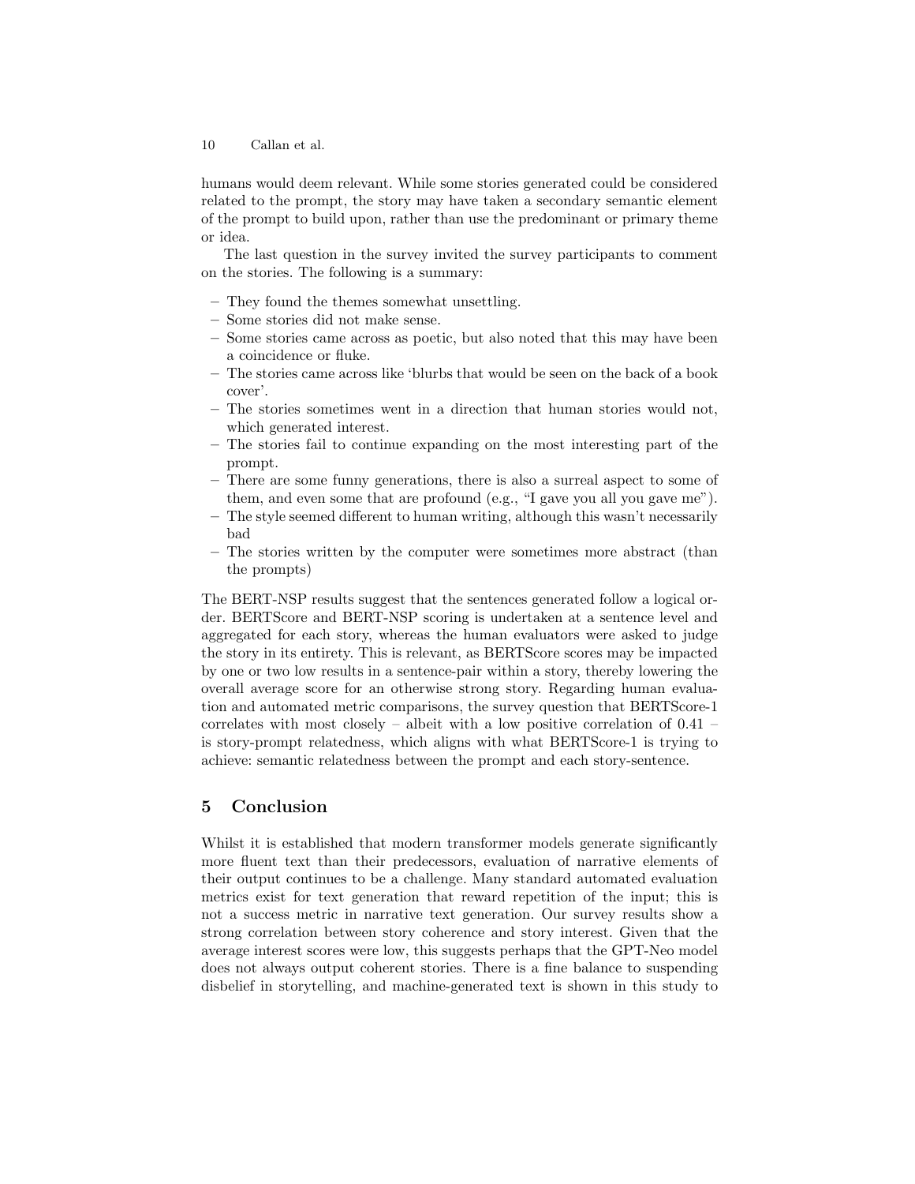humans would deem relevant. While some stories generated could be considered related to the prompt, the story may have taken a secondary semantic element of the prompt to build upon, rather than use the predominant or primary theme or idea.

The last question in the survey invited the survey participants to comment on the stories. The following is a summary:

- They found the themes somewhat unsettling.
- Some stories did not make sense.
- Some stories came across as poetic, but also noted that this may have been a coincidence or fluke.
- The stories came across like 'blurbs that would be seen on the back of a book cover'.
- The stories sometimes went in a direction that human stories would not, which generated interest.
- The stories fail to continue expanding on the most interesting part of the prompt.
- There are some funny generations, there is also a surreal aspect to some of them, and even some that are profound (e.g., "I gave you all you gave me").
- The style seemed different to human writing, although this wasn't necessarily bad
- The stories written by the computer were sometimes more abstract (than the prompts)

The BERT-NSP results suggest that the sentences generated follow a logical order. BERTScore and BERT-NSP scoring is undertaken at a sentence level and aggregated for each story, whereas the human evaluators were asked to judge the story in its entirety. This is relevant, as BERTScore scores may be impacted by one or two low results in a sentence-pair within a story, thereby lowering the overall average score for an otherwise strong story. Regarding human evaluation and automated metric comparisons, the survey question that BERTScore-1 correlates with most closely – albeit with a low positive correlation of 0.41 – is story-prompt relatedness, which aligns with what BERTScore-1 is trying to achieve: semantic relatedness between the prompt and each story-sentence.

## 5 Conclusion

Whilst it is established that modern transformer models generate significantly more fluent text than their predecessors, evaluation of narrative elements of their output continues to be a challenge. Many standard automated evaluation metrics exist for text generation that reward repetition of the input; this is not a success metric in narrative text generation. Our survey results show a strong correlation between story coherence and story interest. Given that the average interest scores were low, this suggests perhaps that the GPT-Neo model does not always output coherent stories. There is a fine balance to suspending disbelief in storytelling, and machine-generated text is shown in this study to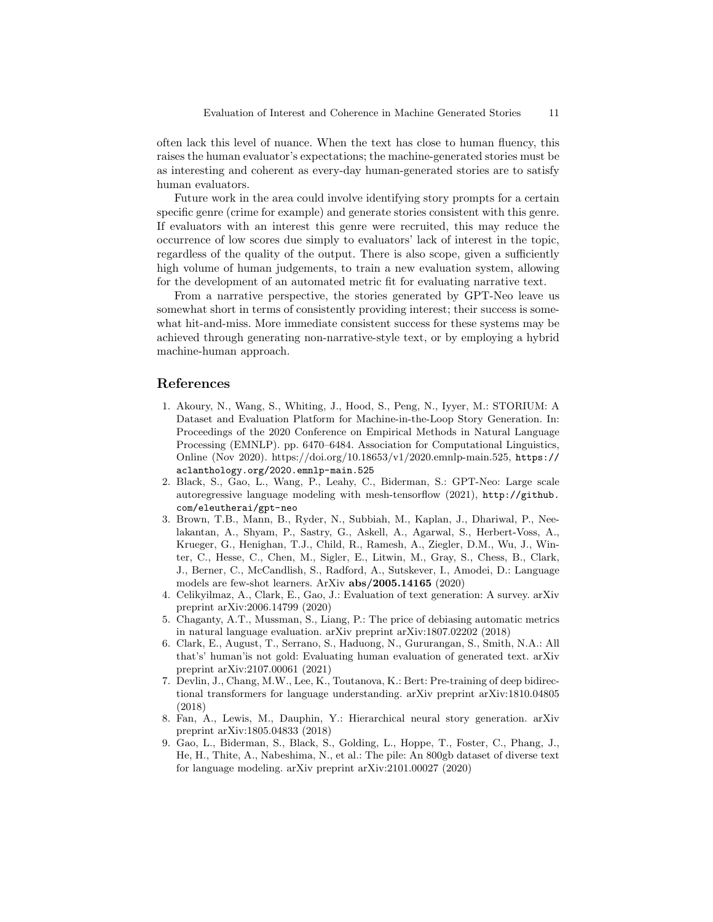often lack this level of nuance. When the text has close to human fluency, this raises the human evaluator's expectations; the machine-generated stories must be as interesting and coherent as every-day human-generated stories are to satisfy human evaluators.

Future work in the area could involve identifying story prompts for a certain specific genre (crime for example) and generate stories consistent with this genre. If evaluators with an interest this genre were recruited, this may reduce the occurrence of low scores due simply to evaluators' lack of interest in the topic, regardless of the quality of the output. There is also scope, given a sufficiently high volume of human judgements, to train a new evaluation system, allowing for the development of an automated metric fit for evaluating narrative text.

From a narrative perspective, the stories generated by GPT-Neo leave us somewhat short in terms of consistently providing interest; their success is somewhat hit-and-miss. More immediate consistent success for these systems may be achieved through generating non-narrative-style text, or by employing a hybrid machine-human approach.

## References

1. Akoury, N., Wang, S., Whiting, J., Hood, S., Peng, N., Iyyer, M.: STORIUM: A Dataset and Evaluation Platform for Machine-in-the-Loop Story Generation. In: Proceedings of the 2020 Conference on Empirical Methods in Natural Language Processing (EMNLP). pp. 6470–6484. Association for Computational Linguistics, Online (Nov 2020). https://doi.org/10.18653/v1/2020.emnlp-main.525, `https://aclanthology.org/2020.emnlp-main.525`
2. Black, S., Gao, L., Wang, P., Leahy, C., Biderman, S.: GPT-Neo: Large scale autoregressive language modeling with mesh-tensorflow (2021), `http://github.com/eleutherai/gpt-neo`
3. Brown, T.B., Mann, B., Ryder, N., Subbiah, M., Kaplan, J., Dhariwal, P., Neelakantan, A., Shyam, P., Sastry, G., Askell, A., Agarwal, S., Herbert-Voss, A., Krueger, G., Henighan, T.J., Child, R., Ramesh, A., Ziegler, D.M., Wu, J., Winter, C., Hesse, C., Chen, M., Sigler, E., Litwin, M., Gray, S., Chess, B., Clark, J., Berner, C., McCandlish, S., Radford, A., Sutskever, I., Amodei, D.: Language models are few-shot learners. ArXiv **abs/2005.14165** (2020)
4. Celikyilmaz, A., Clark, E., Gao, J.: Evaluation of text generation: A survey. arXiv preprint arXiv:2006.14799 (2020)
5. Chaganty, A.T., Mussman, S., Liang, P.: The price of debiasing automatic metrics in natural language evaluation. arXiv preprint arXiv:1807.02202 (2018)
6. Clark, E., August, T., Serrano, S., Haduong, N., Gururangan, S., Smith, N.A.: All that's' human'is not gold: Evaluating human evaluation of generated text. arXiv preprint arXiv:2107.00061 (2021)
7. Devlin, J., Chang, M.W., Lee, K., Toutanova, K.: Bert: Pre-training of deep bidirectional transformers for language understanding. arXiv preprint arXiv:1810.04805 (2018)
8. Fan, A., Lewis, M., Dauphin, Y.: Hierarchical neural story generation. arXiv preprint arXiv:1805.04833 (2018)
9. Gao, L., Biderman, S., Black, S., Golding, L., Hoppe, T., Foster, C., Phang, J., He, H., Thite, A., Nabeshima, N., et al.: The pile: An 800gb dataset of diverse text for language modeling. arXiv preprint arXiv:2101.00027 (2020)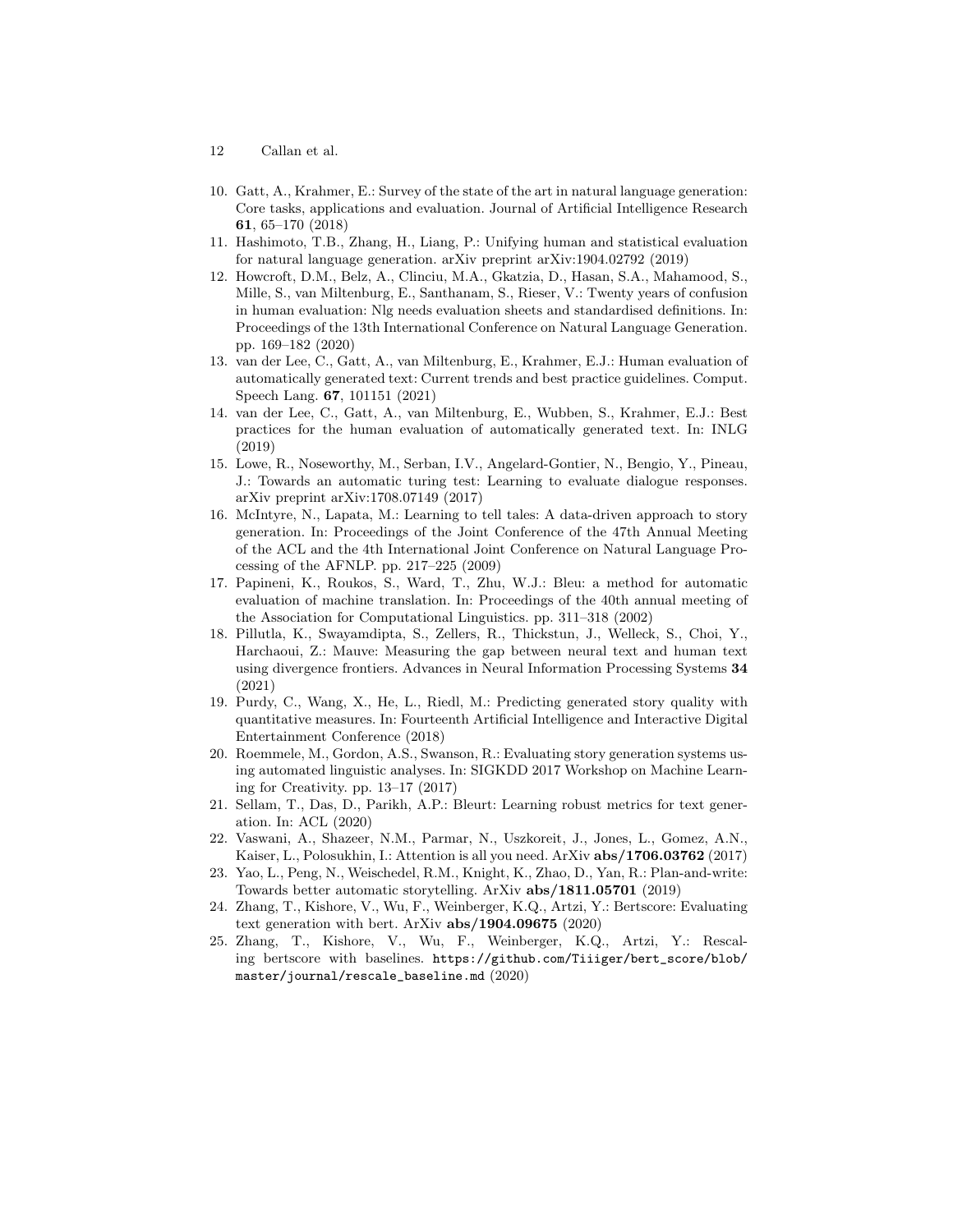10. Gatt, A., Krahmer, E.: Survey of the state of the art in natural language generation: Core tasks, applications and evaluation. Journal of Artificial Intelligence Research **61**, 65–170 (2018)
11. Hashimoto, T.B., Zhang, H., Liang, P.: Unifying human and statistical evaluation for natural language generation. arXiv preprint arXiv:1904.02792 (2019)
12. Howcroft, D.M., Belz, A., Clinciu, M.A., Gkatzia, D., Hasan, S.A., Mahamood, S., Mille, S., van Miltenburg, E., Santhanam, S., Rieser, V.: Twenty years of confusion in human evaluation: Nlg needs evaluation sheets and standardised definitions. In: Proceedings of the 13th International Conference on Natural Language Generation. pp. 169–182 (2020)
13. van der Lee, C., Gatt, A., van Miltenburg, E., Krahmer, E.J.: Human evaluation of automatically generated text: Current trends and best practice guidelines. Comput. Speech Lang. **67**, 101151 (2021)
14. van der Lee, C., Gatt, A., van Miltenburg, E., Wubben, S., Krahmer, E.J.: Best practices for the human evaluation of automatically generated text. In: INLG (2019)
15. Lowe, R., Noseworthy, M., Serban, I.V., Angelard-Gontier, N., Bengio, Y., Pineau, J.: Towards an automatic turing test: Learning to evaluate dialogue responses. arXiv preprint arXiv:1708.07149 (2017)
16. McIntyre, N., Lapata, M.: Learning to tell tales: A data-driven approach to story generation. In: Proceedings of the Joint Conference of the 47th Annual Meeting of the ACL and the 4th International Joint Conference on Natural Language Processing of the AFNLP. pp. 217–225 (2009)
17. Papineni, K., Roukos, S., Ward, T., Zhu, W.J.: Bleu: a method for automatic evaluation of machine translation. In: Proceedings of the 40th annual meeting of the Association for Computational Linguistics. pp. 311–318 (2002)
18. Pillutla, K., Swayamdipta, S., Zellers, R., Thickstun, J., Welleck, S., Choi, Y., Harchaoui, Z.: Mauve: Measuring the gap between neural text and human text using divergence frontiers. Advances in Neural Information Processing Systems **34** (2021)
19. Purdy, C., Wang, X., He, L., Riedl, M.: Predicting generated story quality with quantitative measures. In: Fourteenth Artificial Intelligence and Interactive Digital Entertainment Conference (2018)
20. Roemmele, M., Gordon, A.S., Swanson, R.: Evaluating story generation systems using automated linguistic analyses. In: SIGKDD 2017 Workshop on Machine Learning for Creativity. pp. 13–17 (2017)
21. Sellam, T., Das, D., Parikh, A.P.: Bleurt: Learning robust metrics for text generation. In: ACL (2020)
22. Vaswani, A., Shazeer, N.M., Parmar, N., Uszkoreit, J., Jones, L., Gomez, A.N., Kaiser, L., Polosukhin, I.: Attention is all you need. ArXiv **abs/1706.03762** (2017)
23. Yao, L., Peng, N., Weischedel, R.M., Knight, K., Zhao, D., Yan, R.: Plan-and-write: Towards better automatic storytelling. ArXiv **abs/1811.05701** (2019)
24. Zhang, T., Kishore, V., Wu, F., Weinberger, K.Q., Artzi, Y.: Bertscore: Evaluating text generation with bert. ArXiv **abs/1904.09675** (2020)
25. Zhang, T., Kishore, V., Wu, F., Weinberger, K.Q., Artzi, Y.: Rescaling bertscore with baselines. `https://github.com/Tiiiger/bert_score/blob/master/journal/rescale_baseline.md` (2020)